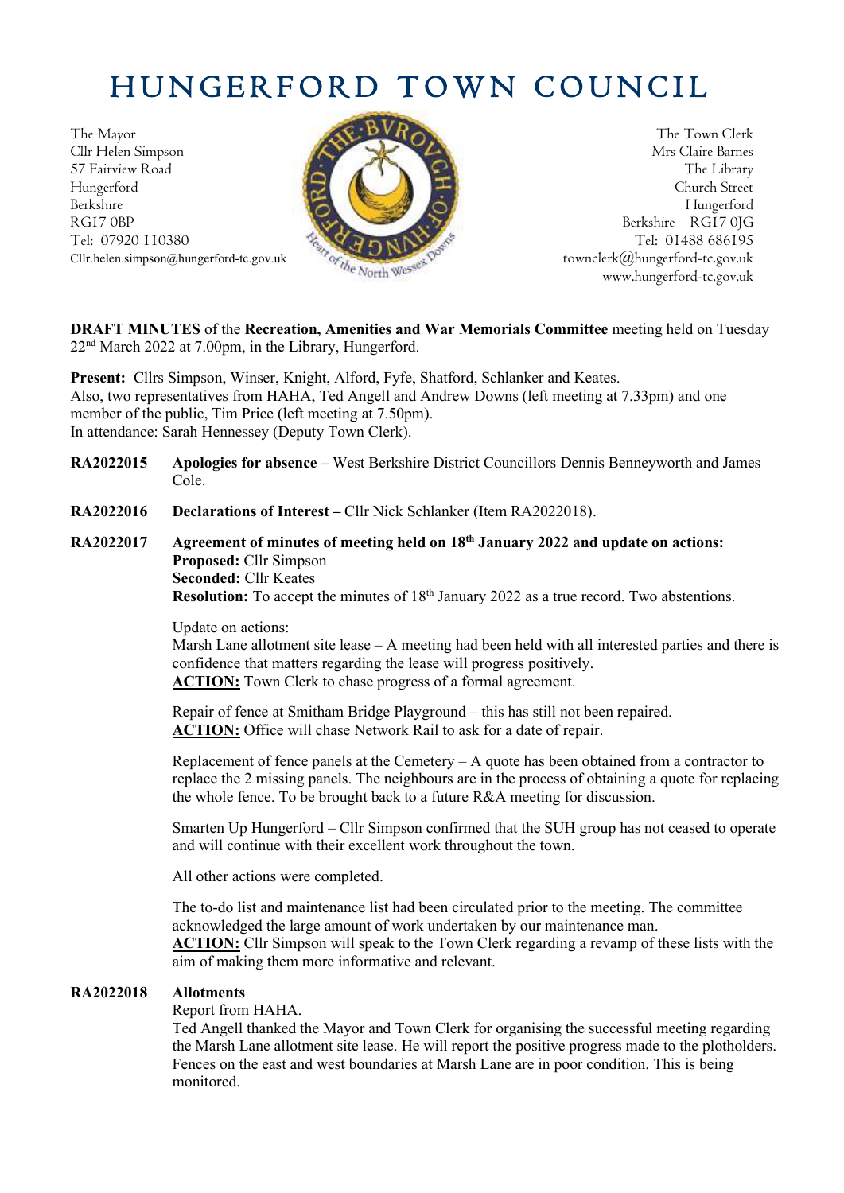# HUNGERFORD TOWN COUNCIL

The Mayor
Cllr Helen Simpson
57 Fairview Road
Hungerford
Berkshire
RG17 0BP
Tel: 07920 110380
Cllr.helen.simpson@hungerford-tc.gov.uk

The Town Clerk
Mrs Claire Barnes
The Library
Church Street
Hungerford
Berkshire RG17 0JG
Tel: 01488 686195
townclerk@hungerford-tc.gov.uk
www.hungerford-tc.gov.uk

---

**DRAFT MINUTES** of the **Recreation, Amenities and War Memorials Committee** meeting held on Tuesday 22nd March 2022 at 7.00pm, in the Library, Hungerford.

**Present:** Cllrs Simpson, Winser, Knight, Alford, Fyfe, Shatford, Schlanker and Keates.
Also, two representatives from HAHA, Ted Angell and Andrew Downs (left meeting at 7.33pm) and one member of the public, Tim Price (left meeting at 7.50pm).
In attendance: Sarah Hennessey (Deputy Town Clerk).

**RA2022015** **Apologies for absence –** West Berkshire District Councillors Dennis Benneyworth and James Cole.

**RA2022016** **Declarations of Interest –** Cllr Nick Schlanker (Item RA2022018).

**RA2022017** **Agreement of minutes of meeting held on 18th January 2022 and update on actions:**
**Proposed:** Cllr Simpson
**Seconded:** Cllr Keates
**Resolution:** To accept the minutes of 18th January 2022 as a true record. Two abstentions.

Update on actions:
Marsh Lane allotment site lease – A meeting had been held with all interested parties and there is confidence that matters regarding the lease will progress positively.
**ACTION:** Town Clerk to chase progress of a formal agreement.

Repair of fence at Smitham Bridge Playground – this has still not been repaired.
**ACTION:** Office will chase Network Rail to ask for a date of repair.

Replacement of fence panels at the Cemetery – A quote has been obtained from a contractor to replace the 2 missing panels. The neighbours are in the process of obtaining a quote for replacing the whole fence. To be brought back to a future R&A meeting for discussion.

Smarten Up Hungerford – Cllr Simpson confirmed that the SUH group has not ceased to operate and will continue with their excellent work throughout the town.

All other actions were completed.

The to-do list and maintenance list had been circulated prior to the meeting. The committee acknowledged the large amount of work undertaken by our maintenance man.
**ACTION:** Cllr Simpson will speak to the Town Clerk regarding a revamp of these lists with the aim of making them more informative and relevant.

**RA2022018** **Allotments**
Report from HAHA.
Ted Angell thanked the Mayor and Town Clerk for organising the successful meeting regarding the Marsh Lane allotment site lease. He will report the positive progress made to the plotholders. Fences on the east and west boundaries at Marsh Lane are in poor condition. This is being monitored.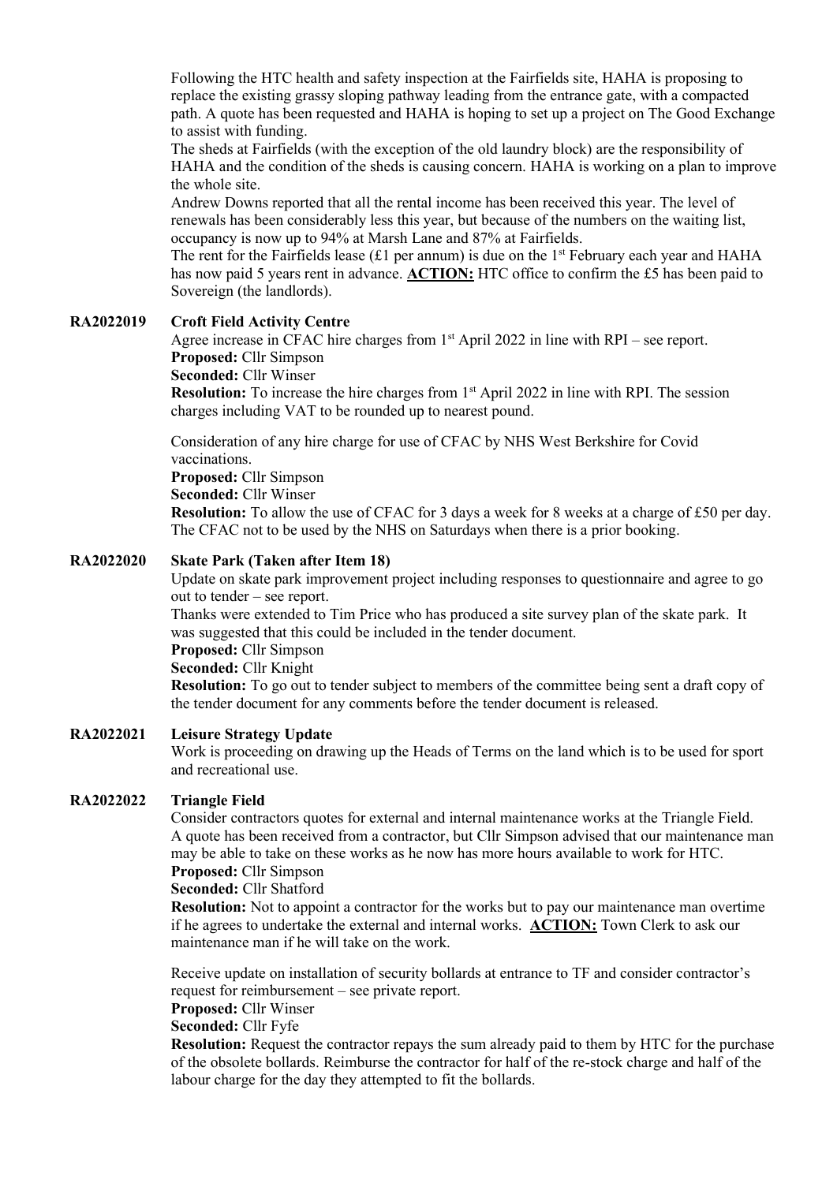Following the HTC health and safety inspection at the Fairfields site, HAHA is proposing to replace the existing grassy sloping pathway leading from the entrance gate, with a compacted path. A quote has been requested and HAHA is hoping to set up a project on The Good Exchange to assist with funding.

The sheds at Fairfields (with the exception of the old laundry block) are the responsibility of HAHA and the condition of the sheds is causing concern. HAHA is working on a plan to improve the whole site.

Andrew Downs reported that all the rental income has been received this year. The level of renewals has been considerably less this year, but because of the numbers on the waiting list, occupancy is now up to 94% at Marsh Lane and 87% at Fairfields.

The rent for the Fairfields lease (£1 per annum) is due on the 1st February each year and HAHA has now paid 5 years rent in advance. **ACTION:** HTC office to confirm the £5 has been paid to Sovereign (the landlords).

**RA2022019 Croft Field Activity Centre**

Agree increase in CFAC hire charges from 1st April 2022 in line with RPI – see report.

**Proposed:** Cllr Simpson

**Seconded:** Cllr Winser

**Resolution:** To increase the hire charges from 1st April 2022 in line with RPI. The session charges including VAT to be rounded up to nearest pound.

Consideration of any hire charge for use of CFAC by NHS West Berkshire for Covid vaccinations.

**Proposed:** Cllr Simpson

**Seconded:** Cllr Winser

**Resolution:** To allow the use of CFAC for 3 days a week for 8 weeks at a charge of £50 per day. The CFAC not to be used by the NHS on Saturdays when there is a prior booking.

**RA2022020 Skate Park (Taken after Item 18)**

Update on skate park improvement project including responses to questionnaire and agree to go out to tender – see report.

Thanks were extended to Tim Price who has produced a site survey plan of the skate park. It was suggested that this could be included in the tender document.

**Proposed:** Cllr Simpson

**Seconded:** Cllr Knight

**Resolution:** To go out to tender subject to members of the committee being sent a draft copy of the tender document for any comments before the tender document is released.

**RA2022021 Leisure Strategy Update**

Work is proceeding on drawing up the Heads of Terms on the land which is to be used for sport and recreational use.

**RA2022022 Triangle Field**

Consider contractors quotes for external and internal maintenance works at the Triangle Field.

A quote has been received from a contractor, but Cllr Simpson advised that our maintenance man may be able to take on these works as he now has more hours available to work for HTC.

**Proposed:** Cllr Simpson

**Seconded:** Cllr Shatford

**Resolution:** Not to appoint a contractor for the works but to pay our maintenance man overtime if he agrees to undertake the external and internal works. **ACTION:** Town Clerk to ask our maintenance man if he will take on the work.

Receive update on installation of security bollards at entrance to TF and consider contractor's request for reimbursement – see private report.

**Proposed:** Cllr Winser

**Seconded:** Cllr Fyfe

**Resolution:** Request the contractor repays the sum already paid to them by HTC for the purchase of the obsolete bollards. Reimburse the contractor for half of the re-stock charge and half of the labour charge for the day they attempted to fit the bollards.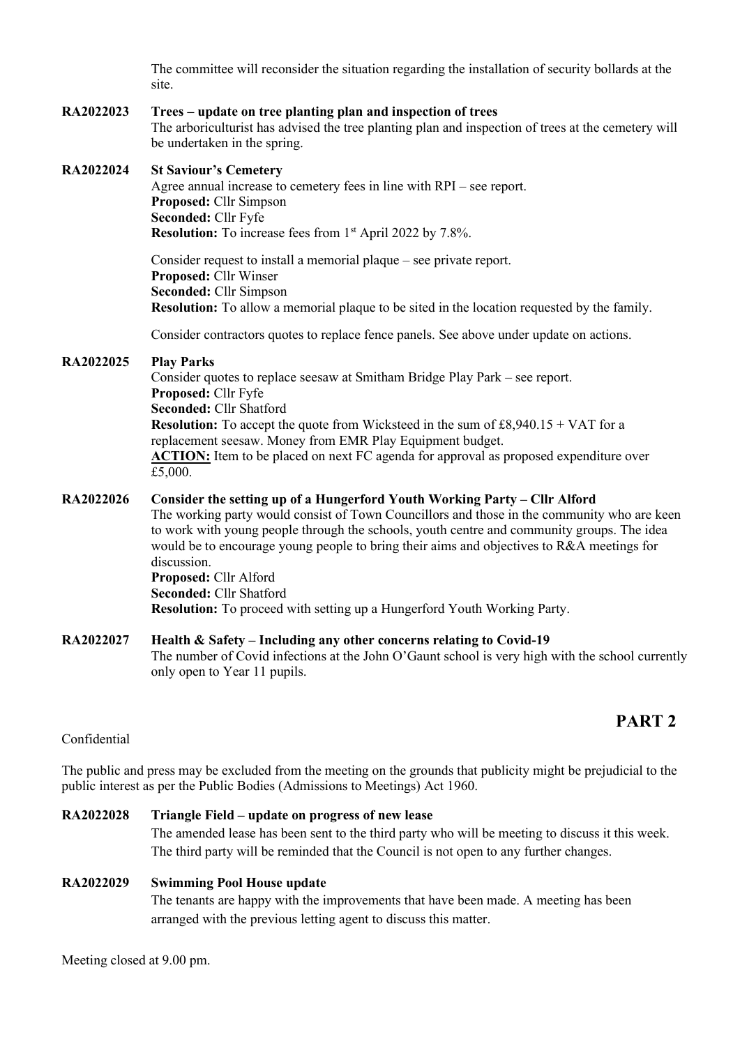The committee will reconsider the situation regarding the installation of security bollards at the site.

**RA2022023 Trees – update on tree planting plan and inspection of trees**

The arboriculturist has advised the tree planting plan and inspection of trees at the cemetery will be undertaken in the spring.

**RA2022024 St Saviour's Cemetery**

Agree annual increase to cemetery fees in line with RPI – see report.
**Proposed:** Cllr Simpson
**Seconded:** Cllr Fyfe
**Resolution:** To increase fees from 1st April 2022 by 7.8%.

Consider request to install a memorial plaque – see private report.
**Proposed:** Cllr Winser
**Seconded:** Cllr Simpson
**Resolution:** To allow a memorial plaque to be sited in the location requested by the family.

Consider contractors quotes to replace fence panels. See above under update on actions.

**RA2022025 Play Parks**

Consider quotes to replace seesaw at Smitham Bridge Play Park – see report.
**Proposed:** Cllr Fyfe
**Seconded:** Cllr Shatford
**Resolution:** To accept the quote from Wicksteed in the sum of £8,940.15 + VAT for a replacement seesaw. Money from EMR Play Equipment budget.
**ACTION:** Item to be placed on next FC agenda for approval as proposed expenditure over £5,000.

**RA2022026 Consider the setting up of a Hungerford Youth Working Party – Cllr Alford**

The working party would consist of Town Councillors and those in the community who are keen to work with young people through the schools, youth centre and community groups. The idea would be to encourage young people to bring their aims and objectives to R&A meetings for discussion.
**Proposed:** Cllr Alford
**Seconded:** Cllr Shatford
**Resolution:** To proceed with setting up a Hungerford Youth Working Party.

**RA2022027 Health & Safety – Including any other concerns relating to Covid-19**

The number of Covid infections at the John O'Gaunt school is very high with the school currently only open to Year 11 pupils.

## PART 2

Confidential

The public and press may be excluded from the meeting on the grounds that publicity might be prejudicial to the public interest as per the Public Bodies (Admissions to Meetings) Act 1960.

**RA2022028 Triangle Field – update on progress of new lease**

The amended lease has been sent to the third party who will be meeting to discuss it this week. The third party will be reminded that the Council is not open to any further changes.

**RA2022029 Swimming Pool House update**

The tenants are happy with the improvements that have been made. A meeting has been arranged with the previous letting agent to discuss this matter.

Meeting closed at 9.00 pm.